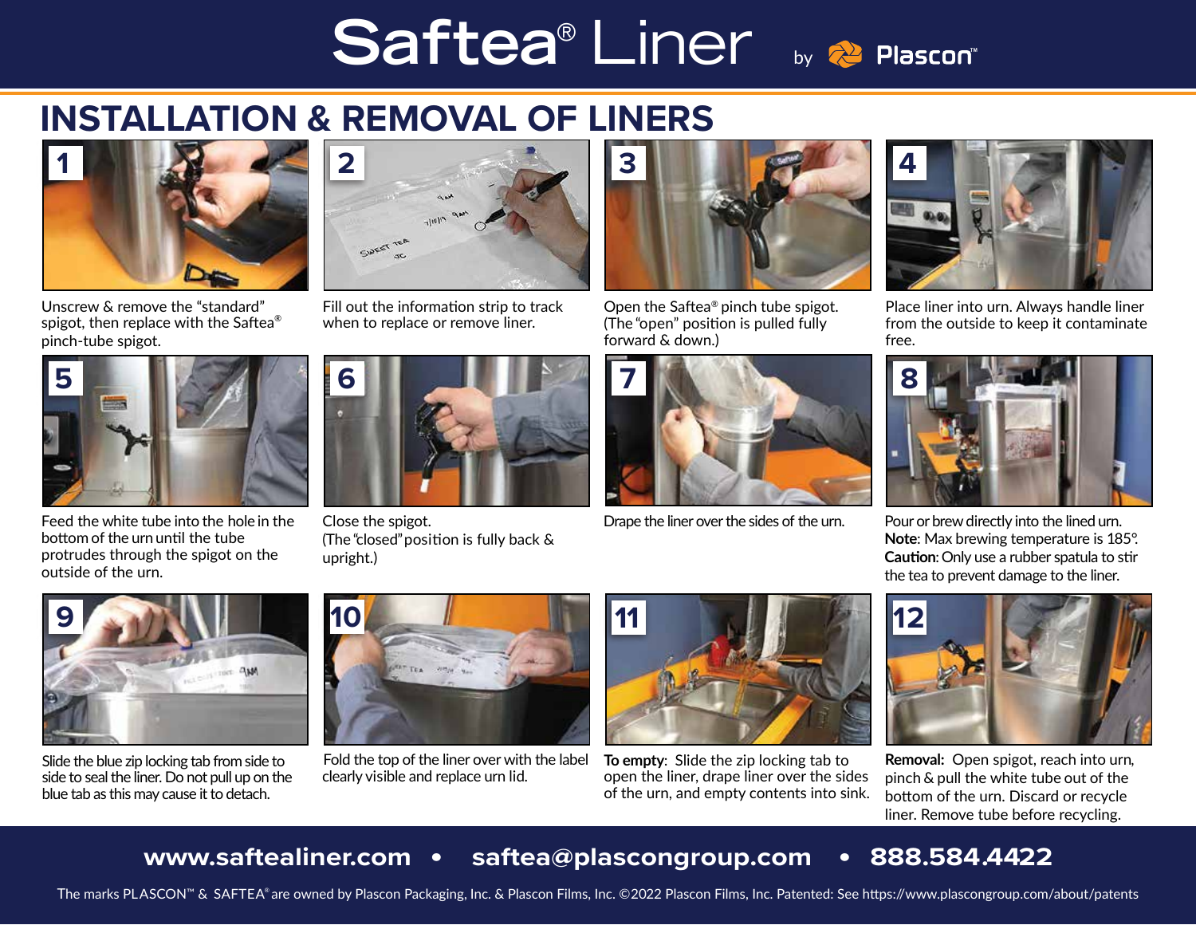# Saftea® Liner by Plascon™

## INSTALLATION & REMOVAL OF LINERS

**1**

Unscrew & remove the "standard" spigot, then replace with the Saftea® pinch-tube spigot.

**2**

Fill out the information strip to track when to replace or remove liner.

**3**

Open the Saftea® pinch tube spigot. (The "open" position is pulled fully forward & down.)

**4**

Place liner into urn. Always handle liner from the outside to keep it contaminate free.

**5**

Feed the white tube into the hole in the bottom of the urn until the tube protrudes through the spigot on the outside of the urn.

**6**

Close the spigot. (The "closed" position is fully back & upright.)

**7**

Drape the liner over the sides of the urn.

**8**

Pour or brew directly into the lined urn. **Note**: Max brewing temperature is 185°. **Caution**: Only use a rubber spatula to stir the tea to prevent damage to the liner.

**9**

Slide the blue zip locking tab from side to side to seal the liner. Do not pull up on the blue tab as this may cause it to detach.

**10**

Fold the top of the liner over with the label clearly visible and replace urn lid.

**11**

**To empty**: Slide the zip locking tab to open the liner, drape liner over the sides of the urn, and empty contents into sink.

**12**

**Removal:** Open spigot, reach into urn, pinch & pull the white tube out of the bottom of the urn. Discard or recycle liner. Remove tube before recycling.

**www.saftealiner.com • saftea@plascongroup.com • 888.584.4422**

The marks PLASCON™ & SAFTEA® are owned by Plascon Packaging, Inc. & Plascon Films, Inc. ©2022 Plascon Films, Inc. Patented: See https://www.plascongroup.com/about/patents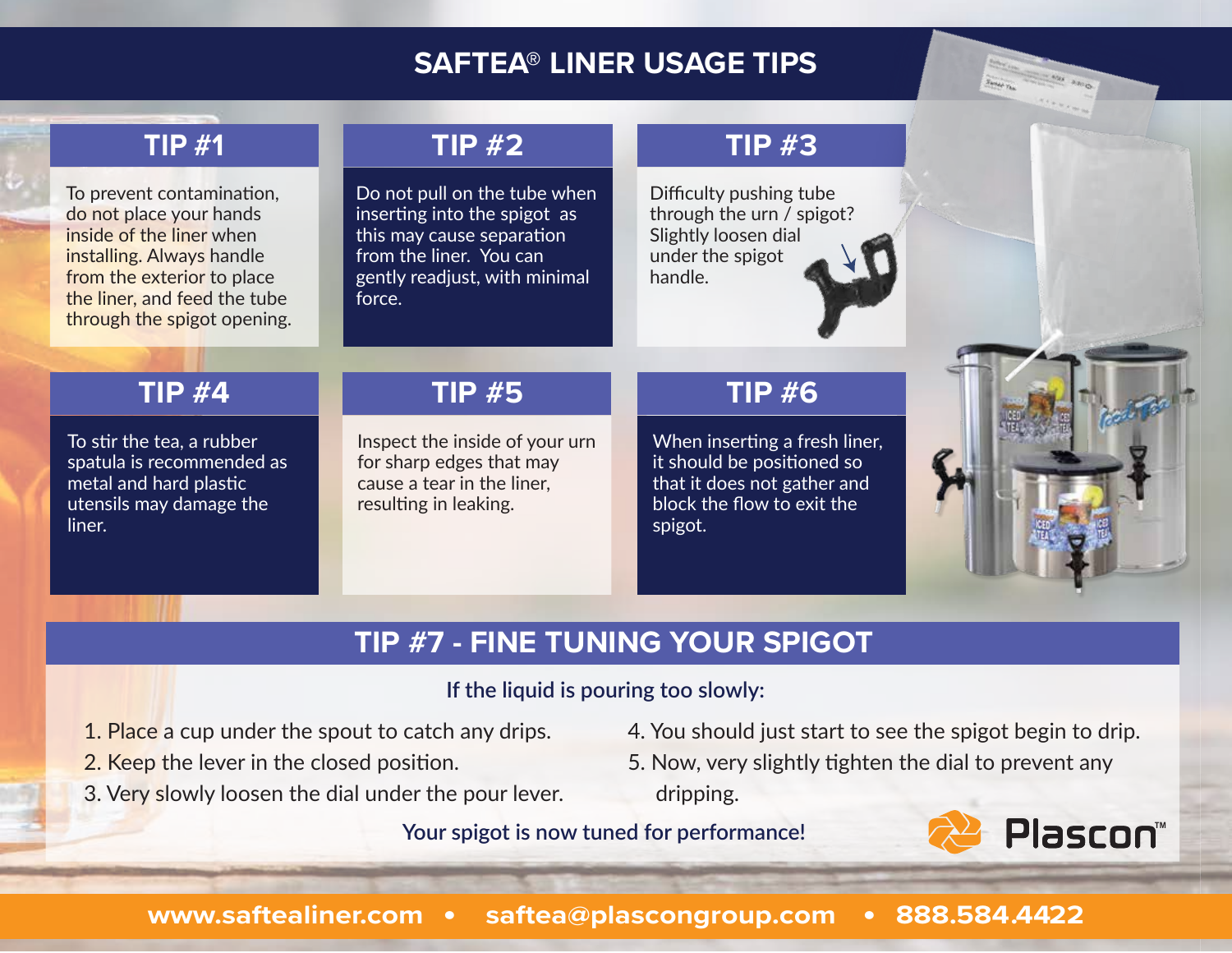# SAFTEA® LINER USAGE TIPS

## TIP #1

To prevent contamination, do not place your hands inside of the liner when installing. Always handle from the exterior to place the liner, and feed the tube through the spigot opening.

## TIP #2

Do not pull on the tube when inserting into the spigot as this may cause separation from the liner. You can gently readjust, with minimal force.

## TIP #3

Difficulty pushing tube through the urn / spigot? Slightly loosen dial under the spigot handle.

## TIP #4

To stir the tea, a rubber spatula is recommended as metal and hard plastic utensils may damage the liner.

## TIP #5

Inspect the inside of your urn for sharp edges that may cause a tear in the liner, resulting in leaking.

## TIP #6

When inserting a fresh liner, it should be positioned so that it does not gather and block the flow to exit the spigot.

## TIP #7 - FINE TUNING YOUR SPIGOT

**If the liquid is pouring too slowly:**

1. Place a cup under the spout to catch any drips.
2. Keep the lever in the closed position.
3. Very slowly loosen the dial under the pour lever.
4. You should just start to see the spigot begin to drip.
5. Now, very slightly tighten the dial to prevent any dripping.

**Your spigot is now tuned for performance!**

Plascon™

**www.saftealiner.com • saftea@plascongroup.com • 888.584.4422**